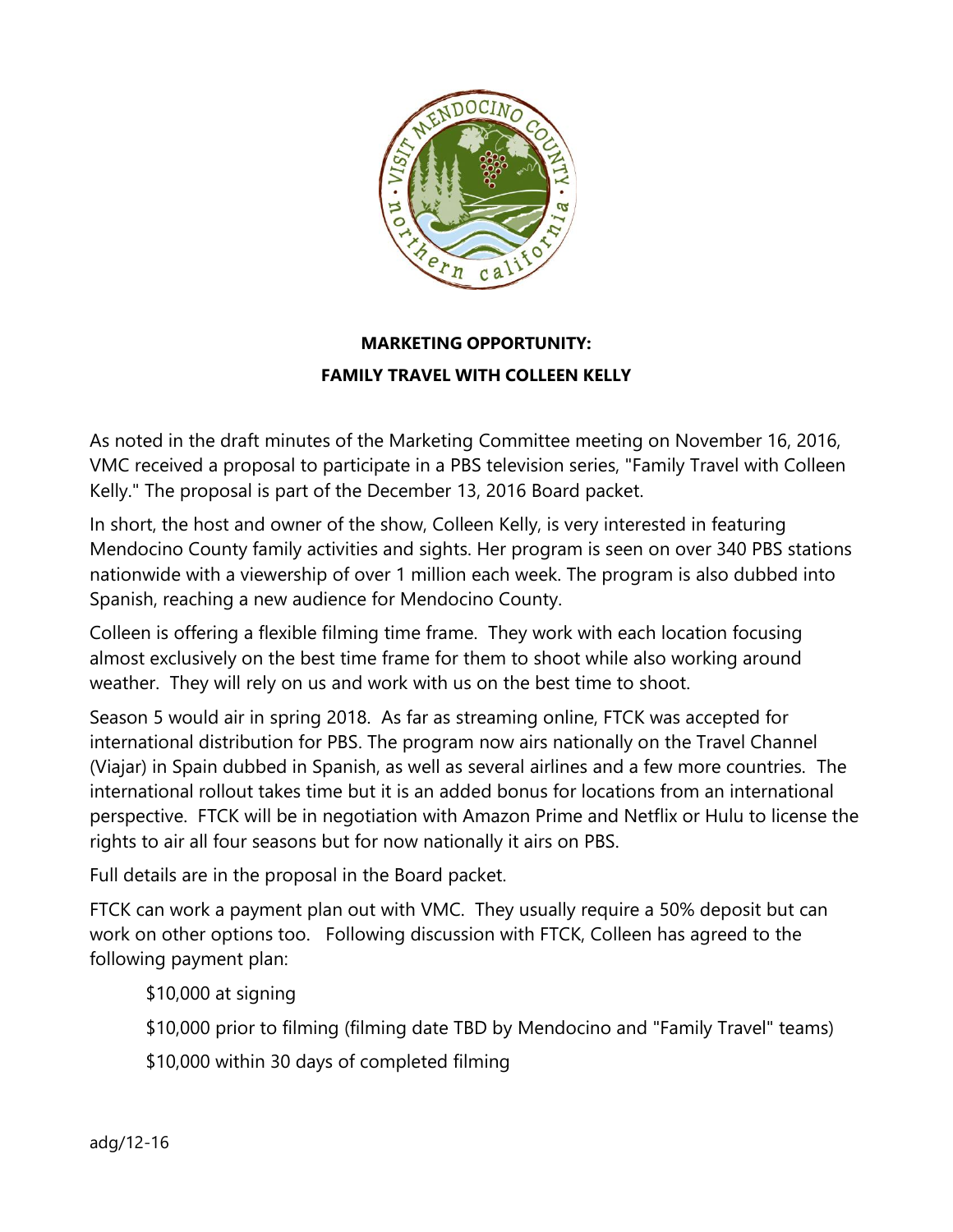**MARKETING OPPORTUNITY:**

**FAMILY TRAVEL WITH COLLEEN KELLY**

As noted in the draft minutes of the Marketing Committee meeting on November 16, 2016, VMC received a proposal to participate in a PBS television series, "Family Travel with Colleen Kelly." The proposal is part of the December 13, 2016 Board packet.

In short, the host and owner of the show, Colleen Kelly, is very interested in featuring Mendocino County family activities and sights. Her program is seen on over 340 PBS stations nationwide with a viewership of over 1 million each week. The program is also dubbed into Spanish, reaching a new audience for Mendocino County.

Colleen is offering a flexible filming time frame. They work with each location focusing almost exclusively on the best time frame for them to shoot while also working around weather. They will rely on us and work with us on the best time to shoot.

Season 5 would air in spring 2018. As far as streaming online, FTCK was accepted for international distribution for PBS. The program now airs nationally on the Travel Channel (Viajar) in Spain dubbed in Spanish, as well as several airlines and a few more countries. The international rollout takes time but it is an added bonus for locations from an international perspective. FTCK will be in negotiation with Amazon Prime and Netflix or Hulu to license the rights to air all four seasons but for now nationally it airs on PBS.

Full details are in the proposal in the Board packet.

FTCK can work a payment plan out with VMC. They usually require a 50% deposit but can work on other options too. Following discussion with FTCK, Colleen has agreed to the following payment plan:

$10,000 at signing

$10,000 prior to filming (filming date TBD by Mendocino and "Family Travel" teams)

$10,000 within 30 days of completed filming

adg/12-16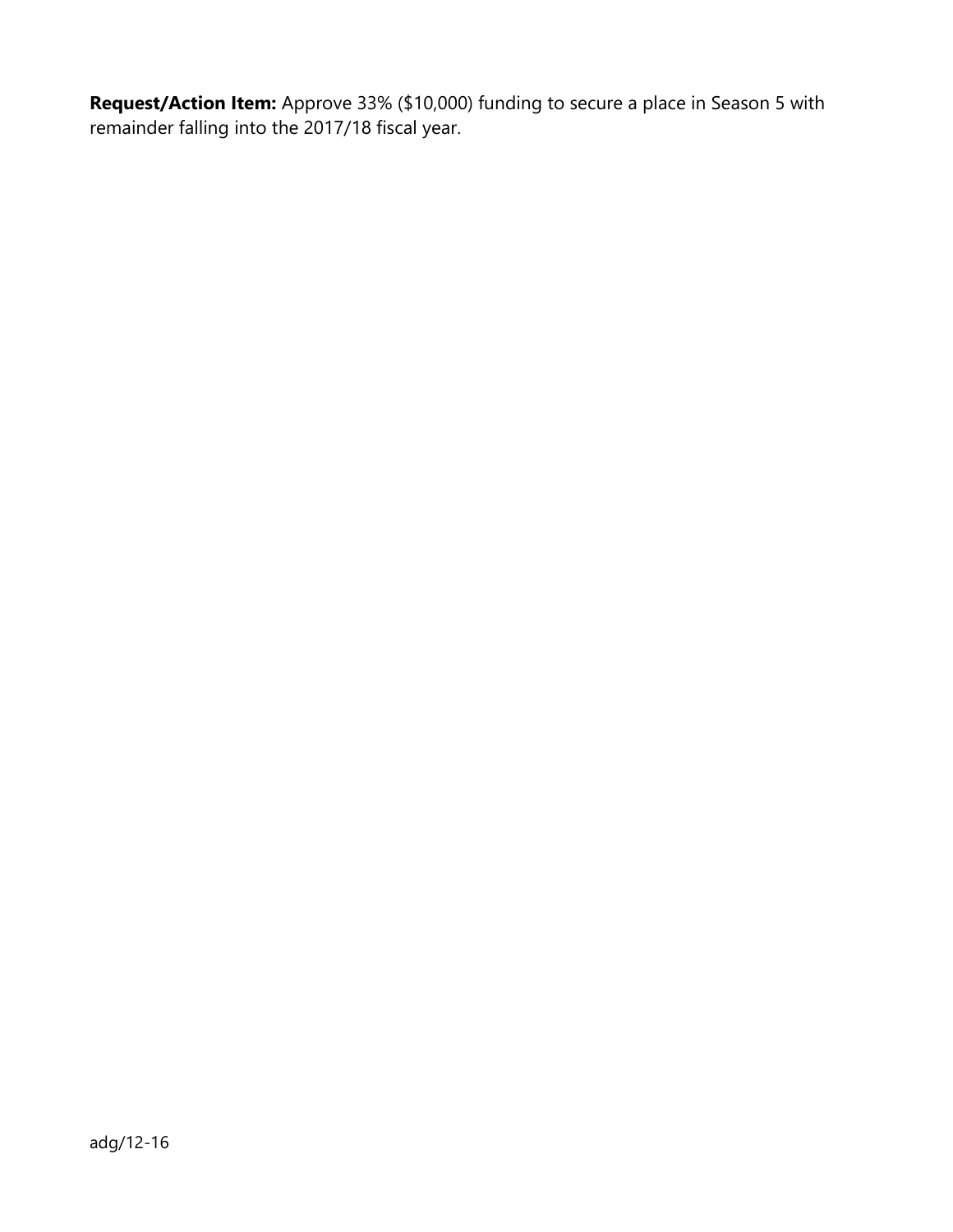**Request/Action Item:** Approve 33% ($10,000) funding to secure a place in Season 5 with remainder falling into the 2017/18 fiscal year.

adg/12-16